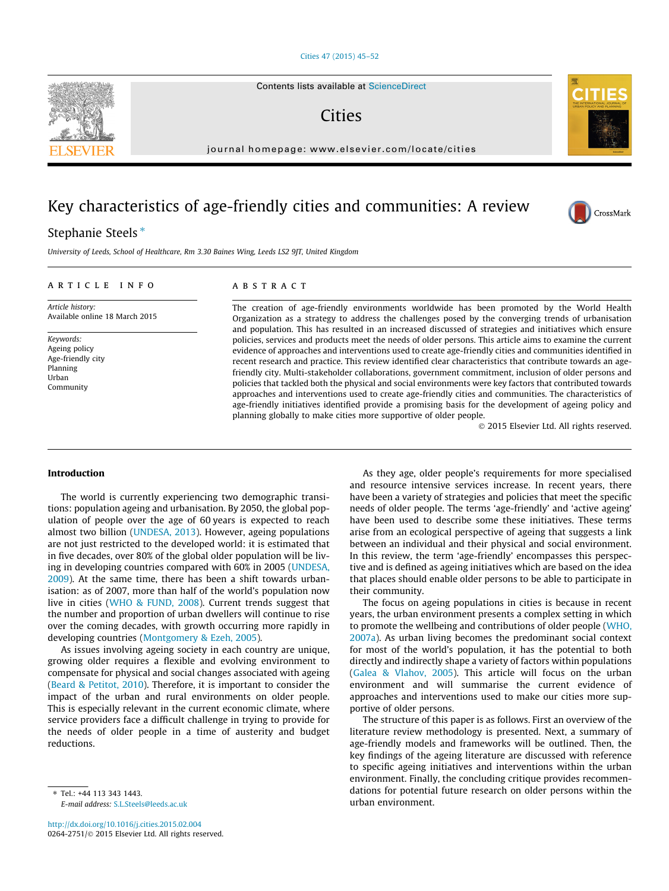# Key characteristics of age-friendly cities and communities: A review

Stephanie Steels *

University of Leeds, School of Healthcare, Rm 3.30 Baines Wing, Leeds LS2 9JT, United Kingdom

## ARTICLE INFO

*Article history:*
Available online 18 March 2015

*Keywords:*
Ageing policy
Age-friendly city
Planning
Urban
Community

## ABSTRACT

The creation of age-friendly environments worldwide has been promoted by the World Health Organization as a strategy to address the challenges posed by the converging trends of urbanisation and population. This has resulted in an increased discussed of strategies and initiatives which ensure policies, services and products meet the needs of older persons. This article aims to examine the current evidence of approaches and interventions used to create age-friendly cities and communities identified in recent research and practice. This review identified clear characteristics that contribute towards an age-friendly city. Multi-stakeholder collaborations, government commitment, inclusion of older persons and policies that tackled both the physical and social environments were key factors that contributed towards approaches and interventions used to create age-friendly cities and communities. The characteristics of age-friendly initiatives identified provide a promising basis for the development of ageing policy and planning globally to make cities more supportive of older people.

© 2015 Elsevier Ltd. All rights reserved.

## Introduction

The world is currently experiencing two demographic transitions: population ageing and urbanisation. By 2050, the global population of people over the age of 60 years is expected to reach almost two billion (UNDESA, 2013). However, ageing populations are not just restricted to the developed world: it is estimated that in five decades, over 80% of the global older population will be living in developing countries compared with 60% in 2005 (UNDESA, 2009). At the same time, there has been a shift towards urbanisation: as of 2007, more than half of the world's population now live in cities (WHO & FUND, 2008). Current trends suggest that the number and proportion of urban dwellers will continue to rise over the coming decades, with growth occurring more rapidly in developing countries (Montgomery & Ezeh, 2005).

As issues involving ageing society in each country are unique, growing older requires a flexible and evolving environment to compensate for physical and social changes associated with ageing (Beard & Petitot, 2010). Therefore, it is important to consider the impact of the urban and rural environments on older people. This is especially relevant in the current economic climate, where service providers face a difficult challenge in trying to provide for the needs of older people in a time of austerity and budget reductions.

As they age, older people's requirements for more specialised and resource intensive services increase. In recent years, there have been a variety of strategies and policies that meet the specific needs of older people. The terms 'age-friendly' and 'active ageing' have been used to describe some these initiatives. These terms arise from an ecological perspective of ageing that suggests a link between an individual and their physical and social environment. In this review, the term 'age-friendly' encompasses this perspective and is defined as ageing initiatives which are based on the idea that places should enable older persons to be able to participate in their community.

The focus on ageing populations in cities is because in recent years, the urban environment presents a complex setting in which to promote the wellbeing and contributions of older people (WHO, 2007a). As urban living becomes the predominant social context for most of the world's population, it has the potential to both directly and indirectly shape a variety of factors within populations (Galea & Vlahov, 2005). This article will focus on the urban environment and will summarise the current evidence of approaches and interventions used to make our cities more supportive of older persons.

The structure of this paper is as follows. First an overview of the literature review methodology is presented. Next, a summary of age-friendly models and frameworks will be outlined. Then, the key findings of the ageing literature are discussed with reference to specific ageing initiatives and interventions within the urban environment. Finally, the concluding critique provides recommendations for potential future research on older persons within the urban environment.

---

* Tel.: +44 113 343 1443.
E-mail address: S.L.Steels@leeds.ac.uk

http://dx.doi.org/10.1016/j.cities.2015.02.004
0264-2751/© 2015 Elsevier Ltd. All rights reserved.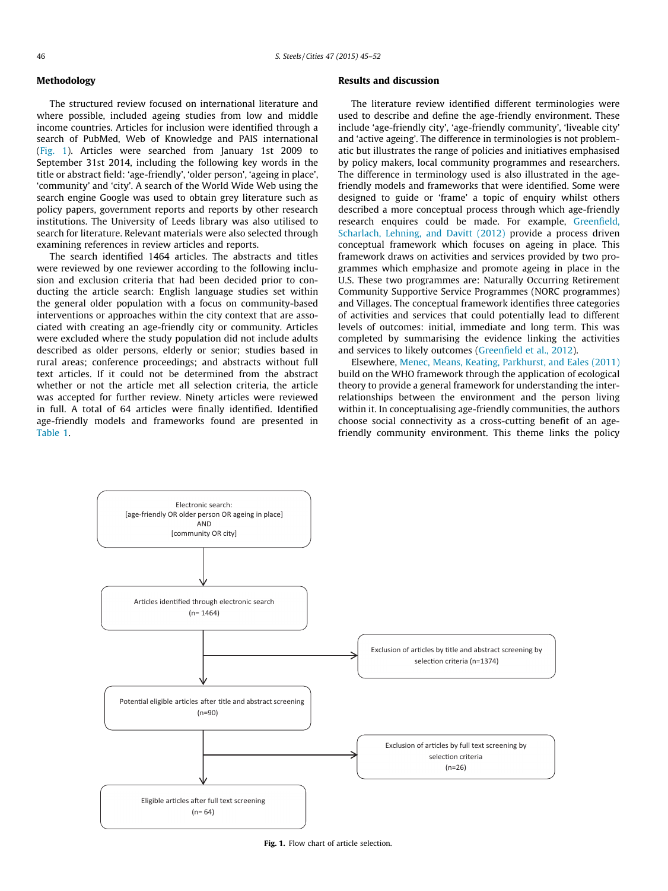## Methodology

The structured review focused on international literature and where possible, included ageing studies from low and middle income countries. Articles for inclusion were identified through a search of PubMed, Web of Knowledge and PAIS international (Fig. 1). Articles were searched from January 1st 2009 to September 31st 2014, including the following key words in the title or abstract field: 'age-friendly', 'older person', 'ageing in place', 'community' and 'city'. A search of the World Wide Web using the search engine Google was used to obtain grey literature such as policy papers, government reports and reports by other research institutions. The University of Leeds library was also utilised to search for literature. Relevant materials were also selected through examining references in review articles and reports.

The search identified 1464 articles. The abstracts and titles were reviewed by one reviewer according to the following inclusion and exclusion criteria that had been decided prior to conducting the article search: English language studies set within the general older population with a focus on community-based interventions or approaches within the city context that are associated with creating an age-friendly city or community. Articles were excluded where the study population did not include adults described as older persons, elderly or senior; studies based in rural areas; conference proceedings; and abstracts without full text articles. If it could not be determined from the abstract whether or not the article met all selection criteria, the article was accepted for further review. Ninety articles were reviewed in full. A total of 64 articles were finally identified. Identified age-friendly models and frameworks found are presented in Table 1.

## Results and discussion

The literature review identified different terminologies were used to describe and define the age-friendly environment. These include 'age-friendly city', 'age-friendly community', 'liveable city' and 'active ageing'. The difference in terminologies is not problematic but illustrates the range of policies and initiatives emphasised by policy makers, local community programmes and researchers. The difference in terminology used is also illustrated in the age-friendly models and frameworks that were identified. Some were designed to guide or 'frame' a topic of enquiry whilst others described a more conceptual process through which age-friendly research enquires could be made. For example, Greenfield, Scharlach, Lehning, and Davitt (2012) provide a process driven conceptual framework which focuses on ageing in place. This framework draws on activities and services provided by two programmes which emphasize and promote ageing in place in the U.S. These two programmes are: Naturally Occurring Retirement Community Supportive Service Programmes (NORC programmes) and Villages. The conceptual framework identifies three categories of activities and services that could potentially lead to different levels of outcomes: initial, immediate and long term. This was completed by summarising the evidence linking the activities and services to likely outcomes (Greenfield et al., 2012).

Elsewhere, Menec, Means, Keating, Parkhurst, and Eales (2011) build on the WHO framework through the application of ecological theory to provide a general framework for understanding the interrelationships between the environment and the person living within it. In conceptualising age-friendly communities, the authors choose social connectivity as a cross-cutting benefit of an age-friendly community environment. This theme links the policy

Electronic search:
[age-friendly OR older person OR ageing in place]
AND
[community OR city]

↓

Articles identified through electronic search
(n= 1464)

→ Exclusion of articles by title and abstract screening by selection criteria (n=1374)

↓

Potential eligible articles after title and abstract screening
(n=90)

→ Exclusion of articles by full text screening by selection criteria
(n=26)

↓

Eligible articles after full text screening
(n= 64)

**Fig. 1.** Flow chart of article selection.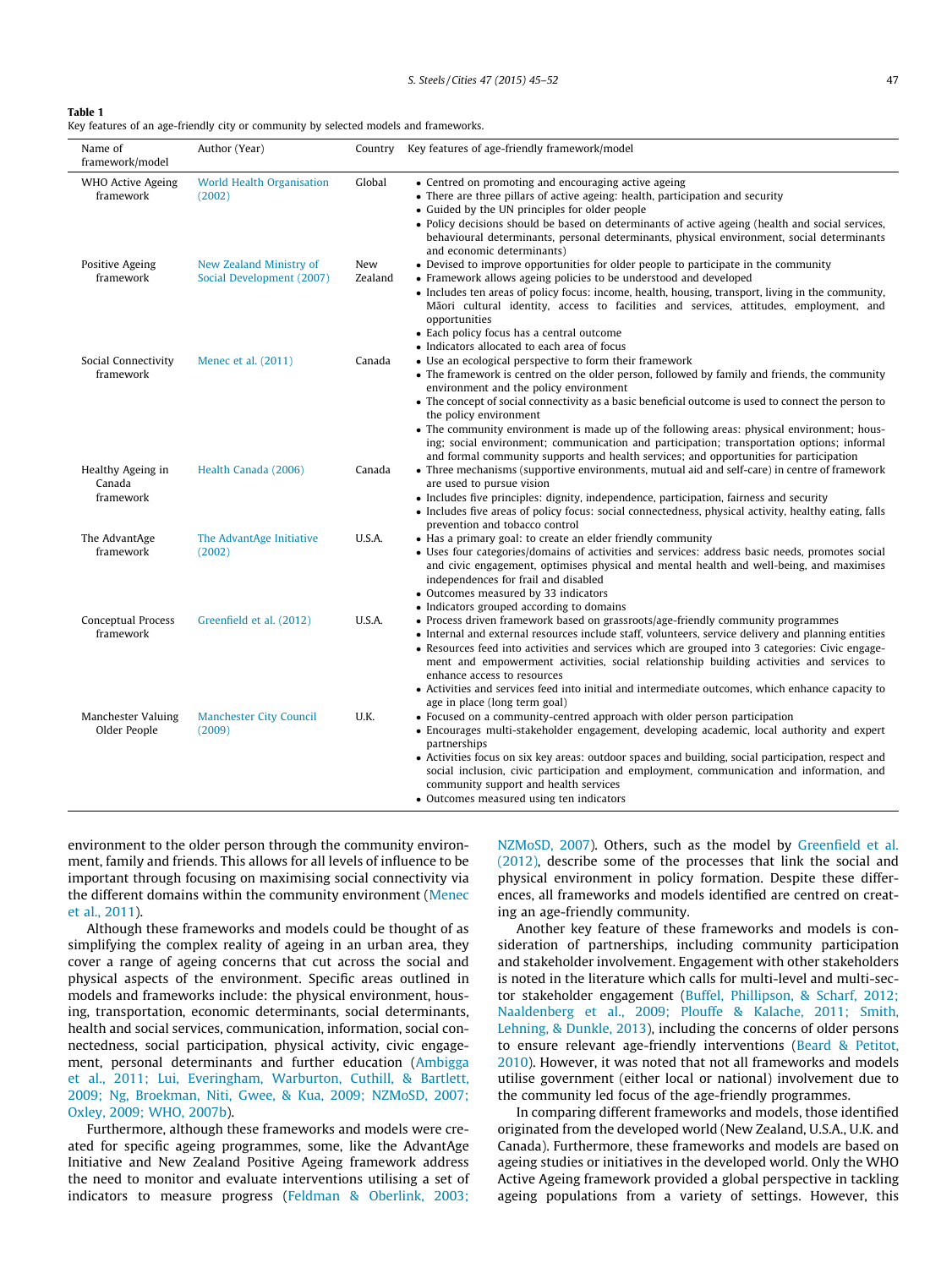**Table 1**
Key features of an age-friendly city or community by selected models and frameworks.

| Name of framework/model | Author (Year) | Country | Key features of age-friendly framework/model |
|---|---|---|---|
| WHO Active Ageing framework | World Health Organisation (2002) | Global | • Centred on promoting and encouraging active ageing<br>• There are three pillars of active ageing: health, participation and security<br>• Guided by the UN principles for older people<br>• Policy decisions should be based on determinants of active ageing (health and social services, behavioural determinants, personal determinants, physical environment, social determinants and economic determinants) |
| Positive Ageing framework | New Zealand Ministry of Social Development (2007) | New Zealand | • Devised to improve opportunities for older people to participate in the community<br>• Framework allows ageing policies to be understood and developed<br>• Includes ten areas of policy focus: income, health, housing, transport, living in the community, Māori cultural identity, access to facilities and services, attitudes, employment, and opportunities<br>• Each policy focus has a central outcome<br>• Indicators allocated to each area of focus |
| Social Connectivity framework | Menec et al. (2011) | Canada | • Use an ecological perspective to form their framework<br>• The framework is centred on the older person, followed by family and friends, the community environment and the policy environment<br>• The concept of social connectivity as a basic beneficial outcome is used to connect the person to the policy environment<br>• The community environment is made up of the following areas: physical environment; housing; social environment; communication and participation; transportation options; informal and formal community supports and health services; and opportunities for participation |
| Healthy Ageing in Canada framework | Health Canada (2006) | Canada | • Three mechanisms (supportive environments, mutual aid and self-care) in centre of framework are used to pursue vision<br>• Includes five principles: dignity, independence, participation, fairness and security<br>• Includes five areas of policy focus: social connectedness, physical activity, healthy eating, falls prevention and tobacco control |
| The AdvantAge framework | The AdvantAge Initiative (2002) | U.S.A. | • Has a primary goal: to create an elder friendly community<br>• Uses four categories/domains of activities and services: address basic needs, promotes social and civic engagement, optimises physical and mental health and well-being, and maximises independences for frail and disabled<br>• Outcomes measured by 33 indicators<br>• Indicators grouped according to domains |
| Conceptual Process framework | Greenfield et al. (2012) | U.S.A. | • Process driven framework based on grassroots/age-friendly community programmes<br>• Internal and external resources include staff, volunteers, service delivery and planning entities<br>• Resources feed into activities and services which are grouped into 3 categories: Civic engagement and empowerment activities, social relationship building activities and services to enhance access to resources<br>• Activities and services feed into initial and intermediate outcomes, which enhance capacity to age in place (long term goal) |
| Manchester Valuing Older People | Manchester City Council (2009) | U.K. | • Focused on a community-centred approach with older person participation<br>• Encourages multi-stakeholder engagement, developing academic, local authority and expert partnerships<br>• Activities focus on six key areas: outdoor spaces and building, social participation, respect and social inclusion, civic participation and employment, communication and information, and community support and health services<br>• Outcomes measured using ten indicators |

environment to the older person through the community environment, family and friends. This allows for all levels of influence to be important through focusing on maximising social connectivity via the different domains within the community environment (Menec et al., 2011).

Although these frameworks and models could be thought of as simplifying the complex reality of ageing in an urban area, they cover a range of ageing concerns that cut across the social and physical aspects of the environment. Specific areas outlined in models and frameworks include: the physical environment, housing, transportation, economic determinants, social determinants, health and social services, communication, information, social connectedness, social participation, physical activity, civic engagement, personal determinants and further education (Ambigga et al., 2011; Lui, Everingham, Warburton, Cuthill, & Bartlett, 2009; Ng, Broekman, Niti, Gwee, & Kua, 2009; NZMoSD, 2007; Oxley, 2009; WHO, 2007b).

Furthermore, although these frameworks and models were created for specific ageing programmes, some, like the AdvantAge Initiative and New Zealand Positive Ageing framework address the need to monitor and evaluate interventions utilising a set of indicators to measure progress (Feldman & Oberlink, 2003; NZMoSD, 2007). Others, such as the model by Greenfield et al. (2012), describe some of the processes that link the social and physical environment in policy formation. Despite these differences, all frameworks and models identified are centred on creating an age-friendly community.

Another key feature of these frameworks and models is consideration of partnerships, including community participation and stakeholder involvement. Engagement with other stakeholders is noted in the literature which calls for multi-level and multi-sector stakeholder engagement (Buffel, Phillipson, & Scharf, 2012; Naaldenberg et al., 2009; Plouffe & Kalache, 2011; Smith, Lehning, & Dunkle, 2013), including the concerns of older persons to ensure relevant age-friendly interventions (Beard & Petitot, 2010). However, it was noted that not all frameworks and models utilise government (either local or national) involvement due to the community led focus of the age-friendly programmes.

In comparing different frameworks and models, those identified originated from the developed world (New Zealand, U.S.A., U.K. and Canada). Furthermore, these frameworks and models are based on ageing studies or initiatives in the developed world. Only the WHO Active Ageing framework provided a global perspective in tackling ageing populations from a variety of settings. However, this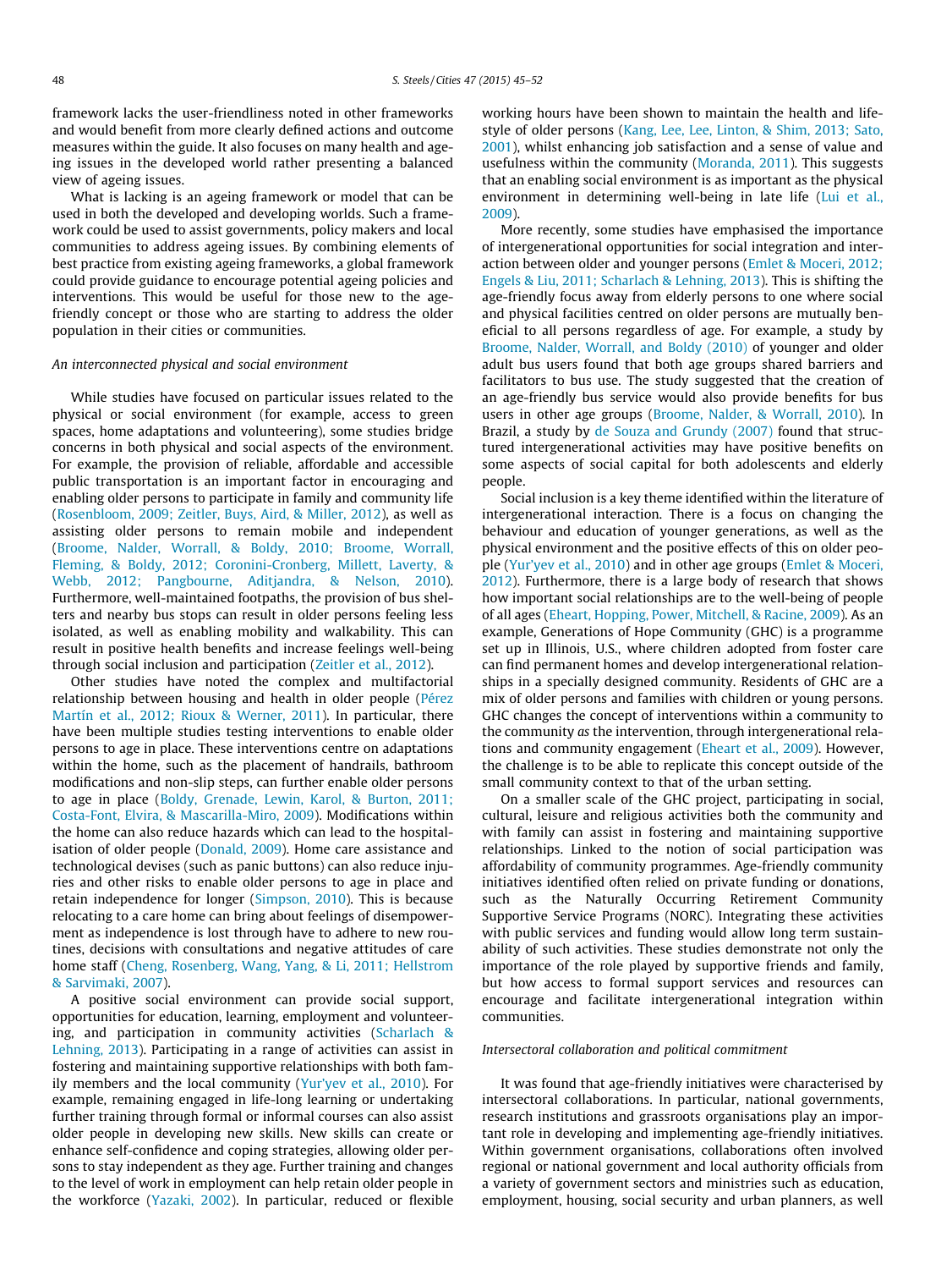framework lacks the user-friendliness noted in other frameworks and would benefit from more clearly defined actions and outcome measures within the guide. It also focuses on many health and ageing issues in the developed world rather presenting a balanced view of ageing issues.

What is lacking is an ageing framework or model that can be used in both the developed and developing worlds. Such a framework could be used to assist governments, policy makers and local communities to address ageing issues. By combining elements of best practice from existing ageing frameworks, a global framework could provide guidance to encourage potential ageing policies and interventions. This would be useful for those new to the age-friendly concept or those who are starting to address the older population in their cities or communities.

### *An interconnected physical and social environment*

While studies have focused on particular issues related to the physical or social environment (for example, access to green spaces, home adaptations and volunteering), some studies bridge concerns in both physical and social aspects of the environment. For example, the provision of reliable, affordable and accessible public transportation is an important factor in encouraging and enabling older persons to participate in family and community life (Rosenbloom, 2009; Zeitler, Buys, Aird, & Miller, 2012), as well as assisting older persons to remain mobile and independent (Broome, Nalder, Worrall, & Boldy, 2010; Broome, Worrall, Fleming, & Boldy, 2012; Coronini-Cronberg, Millett, Laverty, & Webb, 2012; Pangbourne, Aditjandra, & Nelson, 2010). Furthermore, well-maintained footpaths, the provision of bus shelters and nearby bus stops can result in older persons feeling less isolated, as well as enabling mobility and walkability. This can result in positive health benefits and increase feelings well-being through social inclusion and participation (Zeitler et al., 2012).

Other studies have noted the complex and multifactorial relationship between housing and health in older people (Pérez Martín et al., 2012; Rioux & Werner, 2011). In particular, there have been multiple studies testing interventions to enable older persons to age in place. These interventions centre on adaptations within the home, such as the placement of handrails, bathroom modifications and non-slip steps, can further enable older persons to age in place (Boldy, Grenade, Lewin, Karol, & Burton, 2011; Costa-Font, Elvira, & Mascarilla-Miro, 2009). Modifications within the home can also reduce hazards which can lead to the hospitalisation of older people (Donald, 2009). Home care assistance and technological devises (such as panic buttons) can also reduce injuries and other risks to enable older persons to age in place and retain independence for longer (Simpson, 2010). This is because relocating to a care home can bring about feelings of disempowerment as independence is lost through have to adhere to new routines, decisions with consultations and negative attitudes of care home staff (Cheng, Rosenberg, Wang, Yang, & Li, 2011; Hellstrom & Sarvimaki, 2007).

A positive social environment can provide social support, opportunities for education, learning, employment and volunteering, and participation in community activities (Scharlach & Lehning, 2013). Participating in a range of activities can assist in fostering and maintaining supportive relationships with both family members and the local community (Yur'yev et al., 2010). For example, remaining engaged in life-long learning or undertaking further training through formal or informal courses can also assist older people in developing new skills. New skills can create or enhance self-confidence and coping strategies, allowing older persons to stay independent as they age. Further training and changes to the level of work in employment can help retain older people in the workforce (Yazaki, 2002). In particular, reduced or flexible working hours have been shown to maintain the health and lifestyle of older persons (Kang, Lee, Lee, Linton, & Shim, 2013; Sato, 2001), whilst enhancing job satisfaction and a sense of value and usefulness within the community (Moranda, 2011). This suggests that an enabling social environment is as important as the physical environment in determining well-being in late life (Lui et al., 2009).

More recently, some studies have emphasised the importance of intergenerational opportunities for social integration and interaction between older and younger persons (Emlet & Moceri, 2012; Engels & Liu, 2011; Scharlach & Lehning, 2013). This is shifting the age-friendly focus away from elderly persons to one where social and physical facilities centred on older persons are mutually beneficial to all persons regardless of age. For example, a study by Broome, Nalder, Worrall, and Boldy (2010) of younger and older adult bus users found that both age groups shared barriers and facilitators to bus use. The study suggested that the creation of an age-friendly bus service would also provide benefits for bus users in other age groups (Broome, Nalder, & Worrall, 2010). In Brazil, a study by de Souza and Grundy (2007) found that structured intergenerational activities may have positive benefits on some aspects of social capital for both adolescents and elderly people.

Social inclusion is a key theme identified within the literature of intergenerational interaction. There is a focus on changing the behaviour and education of younger generations, as well as the physical environment and the positive effects of this on older people (Yur'yev et al., 2010) and in other age groups (Emlet & Moceri, 2012). Furthermore, there is a large body of research that shows how important social relationships are to the well-being of people of all ages (Eheart, Hopping, Power, Mitchell, & Racine, 2009). As an example, Generations of Hope Community (GHC) is a programme set up in Illinois, U.S., where children adopted from foster care can find permanent homes and develop intergenerational relationships in a specially designed community. Residents of GHC are a mix of older persons and families with children or young persons. GHC changes the concept of interventions within a community to the community *as* the intervention, through intergenerational relations and community engagement (Eheart et al., 2009). However, the challenge is to be able to replicate this concept outside of the small community context to that of the urban setting.

On a smaller scale of the GHC project, participating in social, cultural, leisure and religious activities both the community and with family can assist in fostering and maintaining supportive relationships. Linked to the notion of social participation was affordability of community programmes. Age-friendly community initiatives identified often relied on private funding or donations, such as the Naturally Occurring Retirement Community Supportive Service Programs (NORC). Integrating these activities with public services and funding would allow long term sustainability of such activities. These studies demonstrate not only the importance of the role played by supportive friends and family, but how access to formal support services and resources can encourage and facilitate intergenerational integration within communities.

### *Intersectoral collaboration and political commitment*

It was found that age-friendly initiatives were characterised by intersectoral collaborations. In particular, national governments, research institutions and grassroots organisations play an important role in developing and implementing age-friendly initiatives. Within government organisations, collaborations often involved regional or national government and local authority officials from a variety of government sectors and ministries such as education, employment, housing, social security and urban planners, as well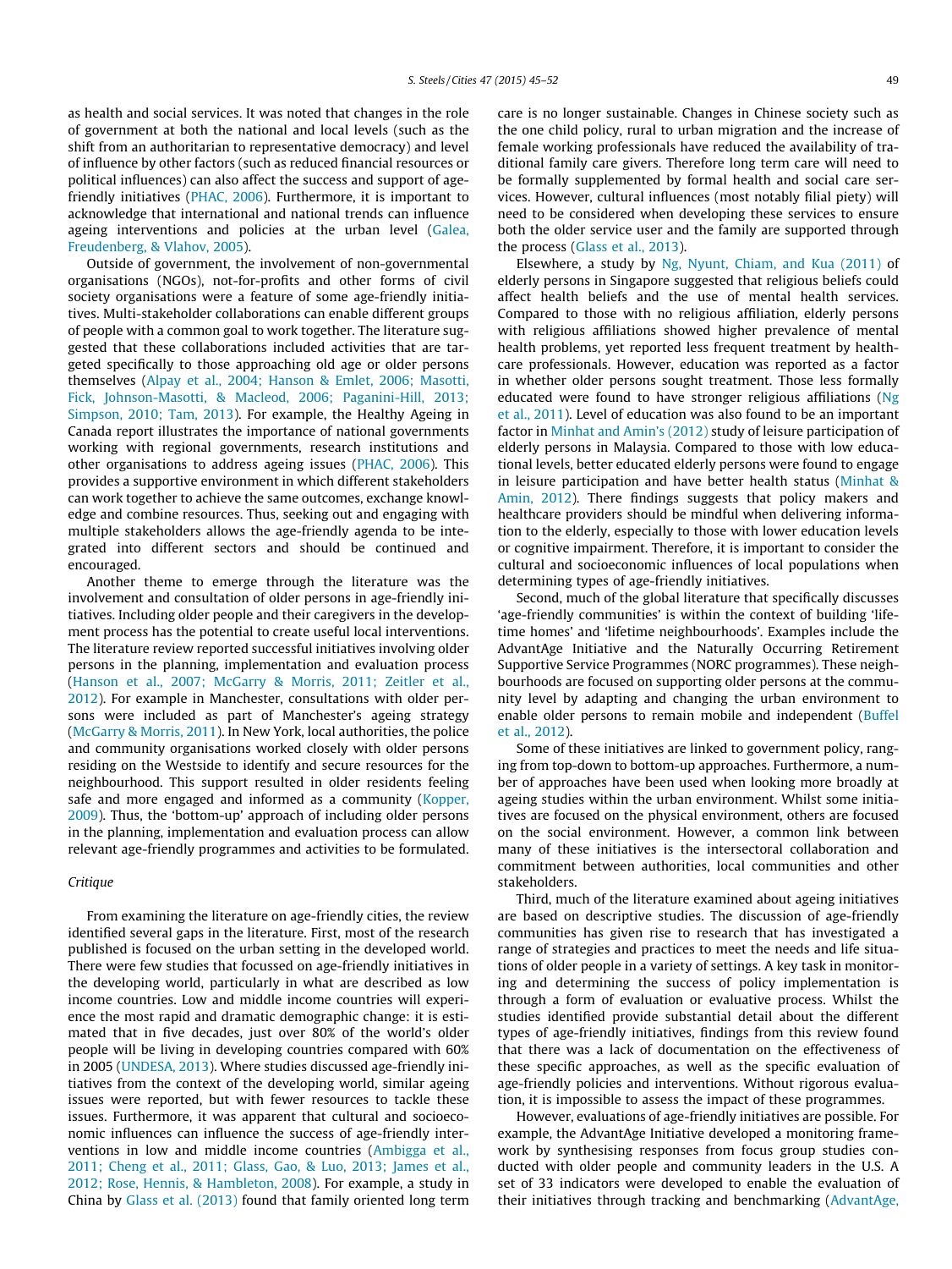as health and social services. It was noted that changes in the role of government at both the national and local levels (such as the shift from an authoritarian to representative democracy) and level of influence by other factors (such as reduced financial resources or political influences) can also affect the success and support of age-friendly initiatives (PHAC, 2006). Furthermore, it is important to acknowledge that international and national trends can influence ageing interventions and policies at the urban level (Galea, Freudenberg, & Vlahov, 2005).

Outside of government, the involvement of non-governmental organisations (NGOs), not-for-profits and other forms of civil society organisations were a feature of some age-friendly initiatives. Multi-stakeholder collaborations can enable different groups of people with a common goal to work together. The literature suggested that these collaborations included activities that are targeted specifically to those approaching old age or older persons themselves (Alpay et al., 2004; Hanson & Emlet, 2006; Masotti, Fick, Johnson-Masotti, & Macleod, 2006; Paganini-Hill, 2013; Simpson, 2010; Tam, 2013). For example, the Healthy Ageing in Canada report illustrates the importance of national governments working with regional governments, research institutions and other organisations to address ageing issues (PHAC, 2006). This provides a supportive environment in which different stakeholders can work together to achieve the same outcomes, exchange knowledge and combine resources. Thus, seeking out and engaging with multiple stakeholders allows the age-friendly agenda to be integrated into different sectors and should be continued and encouraged.

Another theme to emerge through the literature was the involvement and consultation of older persons in age-friendly initiatives. Including older people and their caregivers in the development process has the potential to create useful local interventions. The literature review reported successful initiatives involving older persons in the planning, implementation and evaluation process (Hanson et al., 2007; McGarry & Morris, 2011; Zeitler et al., 2012). For example in Manchester, consultations with older persons were included as part of Manchester's ageing strategy (McGarry & Morris, 2011). In New York, local authorities, the police and community organisations worked closely with older persons residing on the Westside to identify and secure resources for the neighbourhood. This support resulted in older residents feeling safe and more engaged and informed as a community (Kopper, 2009). Thus, the 'bottom-up' approach of including older persons in the planning, implementation and evaluation process can allow relevant age-friendly programmes and activities to be formulated.

*Critique*

From examining the literature on age-friendly cities, the review identified several gaps in the literature. First, most of the research published is focused on the urban setting in the developed world. There were few studies that focussed on age-friendly initiatives in the developing world, particularly in what are described as low income countries. Low and middle income countries will experience the most rapid and dramatic demographic change: it is estimated that in five decades, just over 80% of the world's older people will be living in developing countries compared with 60% in 2005 (UNDESA, 2013). Where studies discussed age-friendly initiatives from the context of the developing world, similar ageing issues were reported, but with fewer resources to tackle these issues. Furthermore, it was apparent that cultural and socioeconomic influences can influence the success of age-friendly interventions in low and middle income countries (Ambigga et al., 2011; Cheng et al., 2011; Glass, Gao, & Luo, 2013; James et al., 2012; Rose, Hennis, & Hambleton, 2008). For example, a study in China by Glass et al. (2013) found that family oriented long term care is no longer sustainable. Changes in Chinese society such as the one child policy, rural to urban migration and the increase of female working professionals have reduced the availability of traditional family care givers. Therefore long term care will need to be formally supplemented by formal health and social care services. However, cultural influences (most notably filial piety) will need to be considered when developing these services to ensure both the older service user and the family are supported through the process (Glass et al., 2013).

Elsewhere, a study by Ng, Nyunt, Chiam, and Kua (2011) of elderly persons in Singapore suggested that religious beliefs could affect health beliefs and the use of mental health services. Compared to those with no religious affiliation, elderly persons with religious affiliations showed higher prevalence of mental health problems, yet reported less frequent treatment by healthcare professionals. However, education was reported as a factor in whether older persons sought treatment. Those less formally educated were found to have stronger religious affiliations (Ng et al., 2011). Level of education was also found to be an important factor in Minhat and Amin's (2012) study of leisure participation of elderly persons in Malaysia. Compared to those with low educational levels, better educated elderly persons were found to engage in leisure participation and have better health status (Minhat & Amin, 2012). There findings suggests that policy makers and healthcare providers should be mindful when delivering information to the elderly, especially to those with lower education levels or cognitive impairment. Therefore, it is important to consider the cultural and socioeconomic influences of local populations when determining types of age-friendly initiatives.

Second, much of the global literature that specifically discusses 'age-friendly communities' is within the context of building 'lifetime homes' and 'lifetime neighbourhoods'. Examples include the AdvantAge Initiative and the Naturally Occurring Retirement Supportive Service Programmes (NORC programmes). These neighbourhoods are focused on supporting older persons at the community level by adapting and changing the urban environment to enable older persons to remain mobile and independent (Buffel et al., 2012).

Some of these initiatives are linked to government policy, ranging from top-down to bottom-up approaches. Furthermore, a number of approaches have been used when looking more broadly at ageing studies within the urban environment. Whilst some initiatives are focused on the physical environment, others are focused on the social environment. However, a common link between many of these initiatives is the intersectoral collaboration and commitment between authorities, local communities and other stakeholders.

Third, much of the literature examined about ageing initiatives are based on descriptive studies. The discussion of age-friendly communities has given rise to research that has investigated a range of strategies and practices to meet the needs and life situations of older people in a variety of settings. A key task in monitoring and determining the success of policy implementation is through a form of evaluation or evaluative process. Whilst the studies identified provide substantial detail about the different types of age-friendly initiatives, findings from this review found that there was a lack of documentation on the effectiveness of these specific approaches, as well as the specific evaluation of age-friendly policies and interventions. Without rigorous evaluation, it is impossible to assess the impact of these programmes.

However, evaluations of age-friendly initiatives are possible. For example, the AdvantAge Initiative developed a monitoring framework by synthesising responses from focus group studies conducted with older people and community leaders in the U.S. A set of 33 indicators were developed to enable the evaluation of their initiatives through tracking and benchmarking (AdvantAge,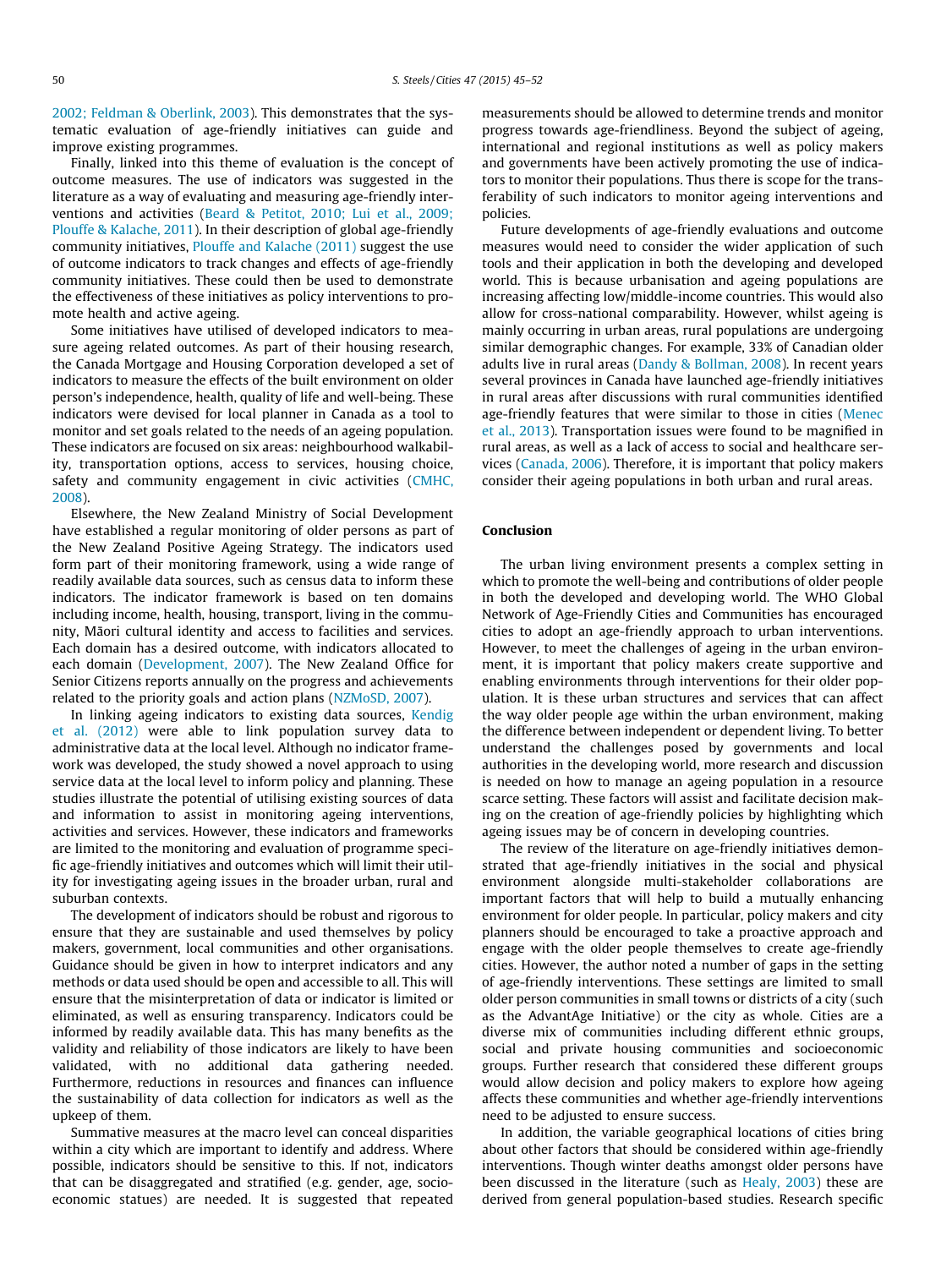2002; Feldman & Oberlink, 2003). This demonstrates that the systematic evaluation of age-friendly initiatives can guide and improve existing programmes.

Finally, linked into this theme of evaluation is the concept of outcome measures. The use of indicators was suggested in the literature as a way of evaluating and measuring age-friendly interventions and activities (Beard & Petitot, 2010; Lui et al., 2009; Plouffe & Kalache, 2011). In their description of global age-friendly community initiatives, Plouffe and Kalache (2011) suggest the use of outcome indicators to track changes and effects of age-friendly community initiatives. These could then be used to demonstrate the effectiveness of these initiatives as policy interventions to promote health and active ageing.

Some initiatives have utilised of developed indicators to measure ageing related outcomes. As part of their housing research, the Canada Mortgage and Housing Corporation developed a set of indicators to measure the effects of the built environment on older person's independence, health, quality of life and well-being. These indicators were devised for local planner in Canada as a tool to monitor and set goals related to the needs of an ageing population. These indicators are focused on six areas: neighbourhood walkability, transportation options, access to services, housing choice, safety and community engagement in civic activities (CMHC, 2008).

Elsewhere, the New Zealand Ministry of Social Development have established a regular monitoring of older persons as part of the New Zealand Positive Ageing Strategy. The indicators used form part of their monitoring framework, using a wide range of readily available data sources, such as census data to inform these indicators. The indicator framework is based on ten domains including income, health, housing, transport, living in the community, Māori cultural identity and access to facilities and services. Each domain has a desired outcome, with indicators allocated to each domain (Development, 2007). The New Zealand Office for Senior Citizens reports annually on the progress and achievements related to the priority goals and action plans (NZMoSD, 2007).

In linking ageing indicators to existing data sources, Kendig et al. (2012) were able to link population survey data to administrative data at the local level. Although no indicator framework was developed, the study showed a novel approach to using service data at the local level to inform policy and planning. These studies illustrate the potential of utilising existing sources of data and information to assist in monitoring ageing interventions, activities and services. However, these indicators and frameworks are limited to the monitoring and evaluation of programme specific age-friendly initiatives and outcomes which will limit their utility for investigating ageing issues in the broader urban, rural and suburban contexts.

The development of indicators should be robust and rigorous to ensure that they are sustainable and used themselves by policy makers, government, local communities and other organisations. Guidance should be given in how to interpret indicators and any methods or data used should be open and accessible to all. This will ensure that the misinterpretation of data or indicator is limited or eliminated, as well as ensuring transparency. Indicators could be informed by readily available data. This has many benefits as the validity and reliability of those indicators are likely to have been validated, with no additional data gathering needed. Furthermore, reductions in resources and finances can influence the sustainability of data collection for indicators as well as the upkeep of them.

Summative measures at the macro level can conceal disparities within a city which are important to identify and address. Where possible, indicators should be sensitive to this. If not, indicators that can be disaggregated and stratified (e.g. gender, age, socioeconomic statues) are needed. It is suggested that repeated measurements should be allowed to determine trends and monitor progress towards age-friendliness. Beyond the subject of ageing, international and regional institutions as well as policy makers and governments have been actively promoting the use of indicators to monitor their populations. Thus there is scope for the transferability of such indicators to monitor ageing interventions and policies.

Future developments of age-friendly evaluations and outcome measures would need to consider the wider application of such tools and their application in both the developing and developed world. This is because urbanisation and ageing populations are increasing affecting low/middle-income countries. This would also allow for cross-national comparability. However, whilst ageing is mainly occurring in urban areas, rural populations are undergoing similar demographic changes. For example, 33% of Canadian older adults live in rural areas (Dandy & Bollman, 2008). In recent years several provinces in Canada have launched age-friendly initiatives in rural areas after discussions with rural communities identified age-friendly features that were similar to those in cities (Menec et al., 2013). Transportation issues were found to be magnified in rural areas, as well as a lack of access to social and healthcare services (Canada, 2006). Therefore, it is important that policy makers consider their ageing populations in both urban and rural areas.

## Conclusion

The urban living environment presents a complex setting in which to promote the well-being and contributions of older people in both the developed and developing world. The WHO Global Network of Age-Friendly Cities and Communities has encouraged cities to adopt an age-friendly approach to urban interventions. However, to meet the challenges of ageing in the urban environment, it is important that policy makers create supportive and enabling environments through interventions for their older population. It is these urban structures and services that can affect the way older people age within the urban environment, making the difference between independent or dependent living. To better understand the challenges posed by governments and local authorities in the developing world, more research and discussion is needed on how to manage an ageing population in a resource scarce setting. These factors will assist and facilitate decision making on the creation of age-friendly policies by highlighting which ageing issues may be of concern in developing countries.

The review of the literature on age-friendly initiatives demonstrated that age-friendly initiatives in the social and physical environment alongside multi-stakeholder collaborations are important factors that will help to build a mutually enhancing environment for older people. In particular, policy makers and city planners should be encouraged to take a proactive approach and engage with the older people themselves to create age-friendly cities. However, the author noted a number of gaps in the setting of age-friendly interventions. These settings are limited to small older person communities in small towns or districts of a city (such as the AdvantAge Initiative) or the city as whole. Cities are a diverse mix of communities including different ethnic groups, social and private housing communities and socioeconomic groups. Further research that considered these different groups would allow decision and policy makers to explore how ageing affects these communities and whether age-friendly interventions need to be adjusted to ensure success.

In addition, the variable geographical locations of cities bring about other factors that should be considered within age-friendly interventions. Though winter deaths amongst older persons have been discussed in the literature (such as Healy, 2003) these are derived from general population-based studies. Research specific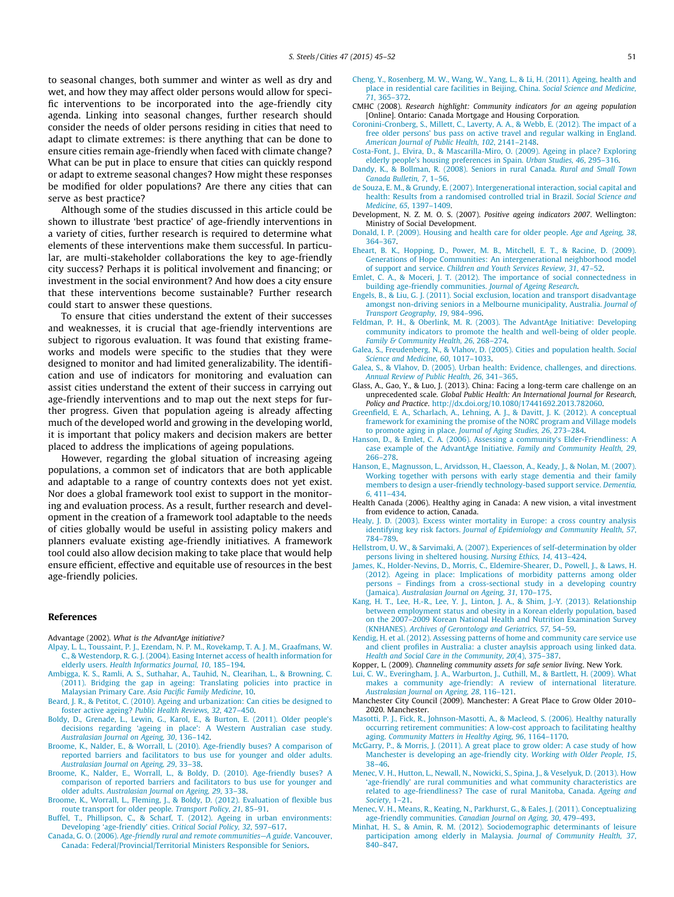to seasonal changes, both summer and winter as well as dry and wet, and how they may affect older persons would allow for specific interventions to be incorporated into the age-friendly city agenda. Linking into seasonal changes, further research should consider the needs of older persons residing in cities that need to adapt to climate extremes: is there anything that can be done to ensure cities remain age-friendly when faced with climate change? What can be put in place to ensure that cities can quickly respond or adapt to extreme seasonal changes? How might these responses be modified for older populations? Are there any cities that can serve as best practice?

Although some of the studies discussed in this article could be shown to illustrate 'best practice' of age-friendly interventions in a variety of cities, further research is required to determine what elements of these interventions make them successful. In particular, are multi-stakeholder collaborations the key to age-friendly city success? Perhaps it is political involvement and financing; or investment in the social environment? And how does a city ensure that these interventions become sustainable? Further research could start to answer these questions.

To ensure that cities understand the extent of their successes and weaknesses, it is crucial that age-friendly interventions are subject to rigorous evaluation. It was found that existing frameworks and models were specific to the studies that they were designed to monitor and had limited generalizability. The identification and use of indicators for monitoring and evaluation can assist cities understand the extent of their success in carrying out age-friendly interventions and to map out the next steps for further progress. Given that population ageing is already affecting much of the developed world and growing in the developing world, it is important that policy makers and decision makers are better placed to address the implications of ageing populations.

However, regarding the global situation of increasing ageing populations, a common set of indicators that are both applicable and adaptable to a range of country contexts does not yet exist. Nor does a global framework tool exist to support in the monitoring and evaluation process. As a result, further research and development in the creation of a framework tool adaptable to the needs of cities globally would be useful in assisting policy makers and planners evaluate existing age-friendly initiatives. A framework tool could also allow decision making to take place that would help ensure efficient, effective and equitable use of resources in the best age-friendly policies.

## References

Advantage (2002). *What is the AdvantAge initiative?*

Alpay, L. L., Toussaint, P. J., Ezendam, N. P. M., Rovekamp, T. A. J. M., Graafmans, W. C., & Westendorp, R. G. J. (2004). Easing Internet access of health information for elderly users. *Health Informatics Journal, 10*, 185–194.

Ambigga, K. S., Ramli, A. S., Suthahar, A., Tauhid, N., Clearihan, L., & Browning, C. (2011). Bridging the gap in ageing: Translating policies into practice in Malaysian Primary Care. *Asia Pacific Family Medicine*, 10.

Beard, J. R., & Petitot, C. (2010). Ageing and urbanization: Can cities be designed to foster active ageing? *Public Health Reviews, 32*, 427–450.

Boldy, D., Grenade, L., Lewin, G., Karol, E., & Burton, E. (2011). Older people's decisions regarding 'ageing in place': A Western Australian case study. *Australasian Journal on Ageing, 30*, 136–142.

Broome, K., Nalder, E., & Worrall, L. (2010). Age-friendly buses? A comparison of reported barriers and facilitators to bus use for younger and older adults. *Australasian Journal on Ageing, 29*, 33–38.

Broome, K., Nalder, E., Worrall, L., & Boldy, D. (2010). Age-friendly buses? A comparison of reported barriers and facilitators to bus use for younger and older adults. *Australasian Journal on Ageing, 29*, 33–38.

Broome, K., Worrall, L., Fleming, J., & Boldy, D. (2012). Evaluation of flexible bus route transport for older people. *Transport Policy, 21*, 85–91.

Buffel, T., Phillipson, C., & Scharf, T. (2012). Ageing in urban environments: Developing 'age-friendly' cities. *Critical Social Policy, 32*, 597–617.

Canada, G. O. (2006). *Age-friendly rural and remote communities—A guide*. Vancouver, Canada: Federal/Provincial/Territorial Ministers Responsible for Seniors.

Cheng, Y., Rosenberg, M. W., Wang, W., Yang, L., & Li, H. (2011). Ageing, health and place in residential care facilities in Beijing, China. *Social Science and Medicine, 71*, 365–372.

CMHC (2008). *Research highlight: Community indicators for an ageing population* [Online]. Ontario: Canada Mortgage and Housing Corporation.

Coronini-Cronberg, S., Millett, C., Laverty, A. A., & Webb, E. (2012). The impact of a free older persons' bus pass on active travel and regular walking in England. *American Journal of Public Health, 102*, 2141–2148.

Costa-Font, J., Elvira, D., & Mascarilla-Miro, O. (2009). Ageing in place? Exploring elderly people's housing preferences in Spain. *Urban Studies, 46*, 295–316.

Dandy, K., & Bollman, R. (2008). Seniors in rural Canada. *Rural and Small Town Canada Bulletin, 7*, 1–56.

de Souza, E. M., & Grundy, E. (2007). Intergenerational interaction, social capital and health: Results from a randomised controlled trial in Brazil. *Social Science and Medicine, 65*, 1397–1409.

Development, N. Z. M. O. S. (2007). *Positive ageing indicators 2007*. Wellington: Ministry of Social Development.

Donald, I. P. (2009). Housing and health care for older people. *Age and Ageing, 38*, 364–367.

Eheart, B. K., Hopping, D., Power, M. B., Mitchell, E. T., & Racine, D. (2009). Generations of Hope Communities: An intergenerational neighborhood model of support and service. *Children and Youth Services Review, 31*, 47–52.

Emlet, C. A., & Moceri, J. T. (2012). The importance of social connectedness in building age-friendly communities. *Journal of Ageing Research*.

Engels, B., & Liu, G. J. (2011). Social exclusion, location and transport disadvantage amongst non-driving seniors in a Melbourne municipality, Australia. *Journal of Transport Geography, 19*, 984–996.

Feldman, P. H., & Oberlink, M. R. (2003). The AdvantAge Initiative: Developing community indicators to promote the health and well-being of older people. *Family & Community Health, 26*, 268–274.

Galea, S., Freudenberg, N., & Vlahov, D. (2005). Cities and population health. *Social Science and Medicine, 60*, 1017–1033.

Galea, S., & Vlahov, D. (2005). Urban health: Evidence, challenges, and directions. *Annual Review of Public Health, 26*, 341–365.

Glass, A., Gao, Y., & Luo, J. (2013). China: Facing a long-term care challenge on an unprecedented scale. *Global Public Health: An International Journal for Research, Policy and Practice*. http://dx.doi.org/10.1080/17441692.2013.782060.

Greenfield, E. A., Scharlach, A., Lehning, A. J., & Davitt, J. K. (2012). A conceptual framework for examining the promise of the NORC program and Village models to promote aging in place. *Journal of Aging Studies, 26*, 273–284.

Hanson, D., & Emlet, C. A. (2006). Assessing a community's Elder-Friendliness: A case example of the AdvantAge Initiative. *Family and Community Health, 29*, 266–278.

Hanson, E., Magnusson, L., Arvidsson, H., Claesson, A., Keady, J., & Nolan, M. (2007). Working together with persons with early stage dementia and their family members to design a user-friendly technology-based support service. *Dementia, 6*, 411–434.

Health Canada (2006). Healthy aging in Canada: A new vision, a vital investment from evidence to action, Canada.

Healy, J. D. (2003). Excess winter mortality in Europe: a cross country analysis identifying key risk factors. *Journal of Epidemiology and Community Health, 57*, 784–789.

Hellstrom, U. W., & Sarvimaki, A. (2007). Experiences of self-determination by older persons living in sheltered housing. *Nursing Ethics, 14*, 413–424.

James, K., Holder-Nevins, D., Morris, C., Eldemire-Shearer, D., Powell, J., & Laws, H. (2012). Ageing in place: Implications of morbidity patterns among older persons – Findings from a cross-sectional study in a developing country (Jamaica). *Australasian Journal on Ageing, 31*, 170–175.

Kang, H. T., Lee, H.-R., Lee, Y. J., Linton, J. A., & Shim, J.-Y. (2013). Relationship between employment status and obesity in a Korean elderly population, based on the 2007–2009 Korean National Health and Nutrition Examination Survey (KNHANES). *Archives of Gerontology and Geriatrics, 57*, 54–59.

Kendig, H. et al. (2012). Assessing patterns of home and community care service use and client profiles in Australia: a cluster anaylsis approach using linked data. *Health and Social Care in the Community, 20*(4), 375–387.

Kopper, L. (2009). *Channeling community assets for safe senior living*. New York.

Lui, C. W., Everingham, J. A., Warburton, J., Cuthill, M., & Bartlett, H. (2009). What makes a community age-friendly: A review of international literature. *Australasian Journal on Ageing, 28*, 116–121.

Manchester City Council (2009). Manchester: A Great Place to Grow Older 2010–2020. Manchester.

Masotti, P. J., Fick, R., Johnson-Masotti, A., & Macleod, S. (2006). Healthy naturally occurring retirement communities: A low-cost approach to facilitating healthy aging. *Community Matters in Healthy Aging, 96*, 1164–1170.

McGarry, P., & Morris, J. (2011). A great place to grow older: A case study of how Manchester is developing an age-friendly city. *Working with Older People, 15*, 38–46.

Menec, V. H., Hutton, L., Newall, N., Nowicki, S., Spina, J., & Veselyuk, D. (2013). How 'age-friendly' are rural communities and what community characteristics are related to age-friendliness? The case of rural Manitoba, Canada. *Ageing and Society*, 1–21.

Menec, V. H., Means, R., Keating, N., Parkhurst, G., & Eales, J. (2011). Conceptualizing age-friendly communities. *Canadian Journal on Aging, 30*, 479–493.

Minhat, H. S., & Amin, R. M. (2012). Sociodemographic determinants of leisure participation among elderly in Malaysia. *Journal of Community Health, 37*, 840–847.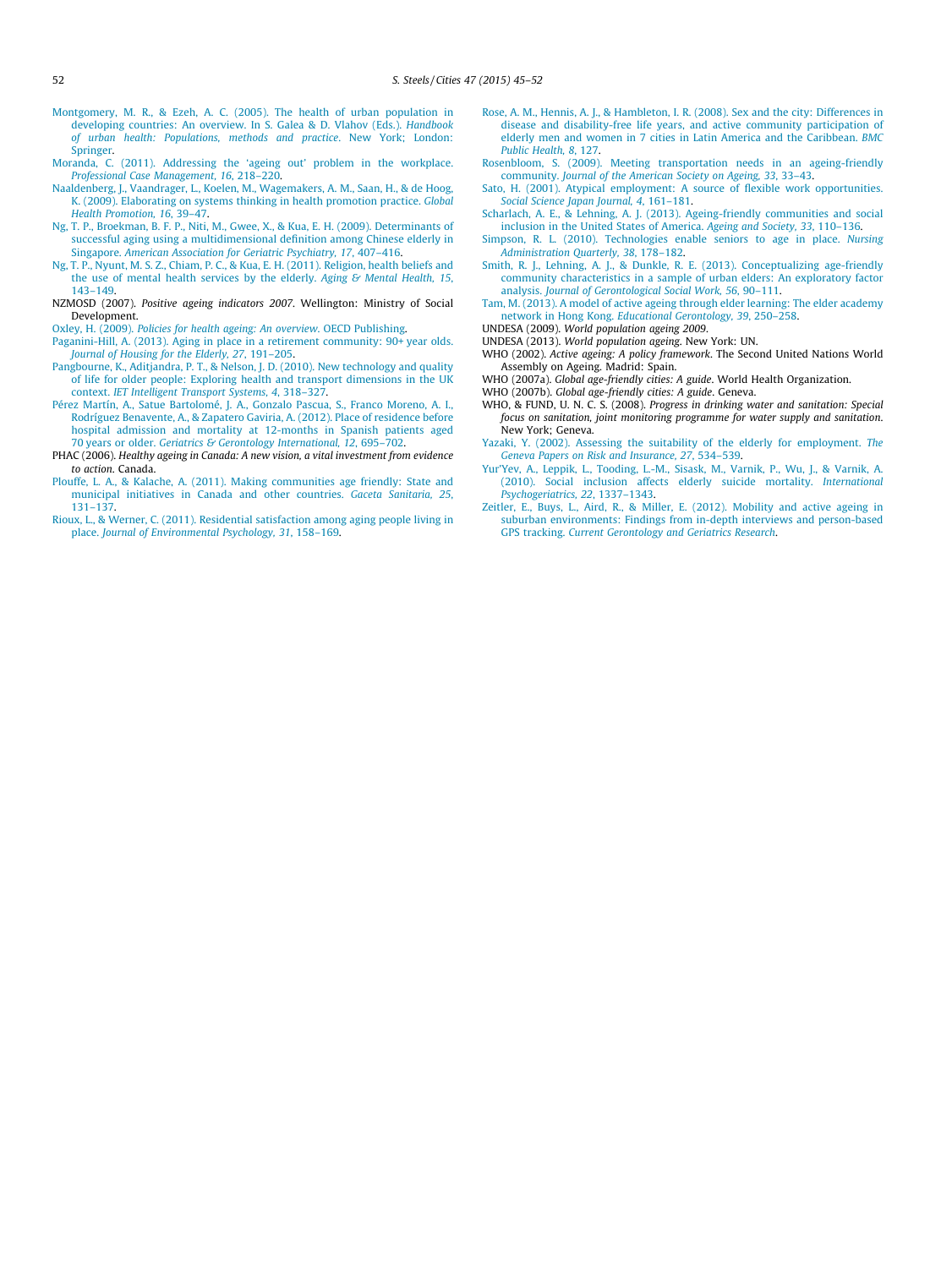Montgomery, M. R., & Ezeh, A. C. (2005). The health of urban population in developing countries: An overview. In S. Galea & D. Vlahov (Eds.). *Handbook of urban health: Populations, methods and practice*. New York; London: Springer.

Moranda, C. (2011). Addressing the 'ageing out' problem in the workplace. *Professional Case Management, 16*, 218–220.

Naaldenberg, J., Vaandrager, L., Koelen, M., Wagemakers, A. M., Saan, H., & de Hoog, K. (2009). Elaborating on systems thinking in health promotion practice. *Global Health Promotion, 16*, 39–47.

Ng, T. P., Broekman, B. F. P., Niti, M., Gwee, X., & Kua, E. H. (2009). Determinants of successful aging using a multidimensional definition among Chinese elderly in Singapore. *American Association for Geriatric Psychiatry, 17*, 407–416.

Ng, T. P., Nyunt, M. S. Z., Chiam, P. C., & Kua, E. H. (2011). Religion, health beliefs and the use of mental health services by the elderly. *Aging & Mental Health, 15*, 143–149.

NZMOSD (2007). *Positive ageing indicators 2007*. Wellington: Ministry of Social Development.

Oxley, H. (2009). *Policies for health ageing: An overview*. OECD Publishing.

Paganini-Hill, A. (2013). Aging in place in a retirement community: 90+ year olds. *Journal of Housing for the Elderly, 27*, 191–205.

Pangbourne, K., Aditjandra, P. T., & Nelson, J. D. (2010). New technology and quality of life for older people: Exploring health and transport dimensions in the UK context. *IET Intelligent Transport Systems, 4*, 318–327.

Pérez Martín, A., Satue Bartolomé, J. A., Gonzalo Pascua, S., Franco Moreno, A. I., Rodríguez Benavente, A., & Zapatero Gaviria, A. (2012). Place of residence before hospital admission and mortality at 12-months in Spanish patients aged 70 years or older. *Geriatrics & Gerontology International, 12*, 695–702.

PHAC (2006). *Healthy ageing in Canada: A new vision, a vital investment from evidence to action*. Canada.

Plouffe, L. A., & Kalache, A. (2011). Making communities age friendly: State and municipal initiatives in Canada and other countries. *Gaceta Sanitaria, 25*, 131–137.

Rioux, L., & Werner, C. (2011). Residential satisfaction among aging people living in place. *Journal of Environmental Psychology, 31*, 158–169.

Rose, A. M., Hennis, A. J., & Hambleton, I. R. (2008). Sex and the city: Differences in disease and disability-free life years, and active community participation of elderly men and women in 7 cities in Latin America and the Caribbean. *BMC Public Health, 8*, 127.

Rosenbloom, S. (2009). Meeting transportation needs in an ageing-friendly community. *Journal of the American Society on Ageing, 33*, 33–43.

Sato, H. (2001). Atypical employment: A source of flexible work opportunities. *Social Science Japan Journal, 4*, 161–181.

Scharlach, A. E., & Lehning, A. J. (2013). Ageing-friendly communities and social inclusion in the United States of America. *Ageing and Society, 33*, 110–136.

Simpson, R. L. (2010). Technologies enable seniors to age in place. *Nursing Administration Quarterly, 38*, 178–182.

Smith, R. J., Lehning, A. J., & Dunkle, R. E. (2013). Conceptualizing age-friendly community characteristics in a sample of urban elders: An exploratory factor analysis. *Journal of Gerontological Social Work, 56*, 90–111.

Tam, M. (2013). A model of active ageing through elder learning: The elder academy network in Hong Kong. *Educational Gerontology, 39*, 250–258.

UNDESA (2009). *World population ageing 2009*.

UNDESA (2013). *World population ageing*. New York: UN.

WHO (2002). *Active ageing: A policy framework*. The Second United Nations World Assembly on Ageing. Madrid: Spain.

WHO (2007a). *Global age-friendly cities: A guide*. World Health Organization.

WHO (2007b). *Global age-friendly cities: A guide*. Geneva.

WHO, & FUND, U. N. C. S. (2008). *Progress in drinking water and sanitation: Special focus on sanitation, joint monitoring programme for water supply and sanitation*. New York; Geneva.

Yazaki, Y. (2002). Assessing the suitability of the elderly for employment. *The Geneva Papers on Risk and Insurance, 27*, 534–539.

Yur'Yev, A., Leppik, L., Tooding, L.-M., Sisask, M., Varnik, P., Wu, J., & Varnik, A. (2010). Social inclusion affects elderly suicide mortality. *International Psychogeriatrics, 22*, 1337–1343.

Zeitler, E., Buys, L., Aird, R., & Miller, E. (2012). Mobility and active ageing in suburban environments: Findings from in-depth interviews and person-based GPS tracking. *Current Gerontology and Geriatrics Research*.